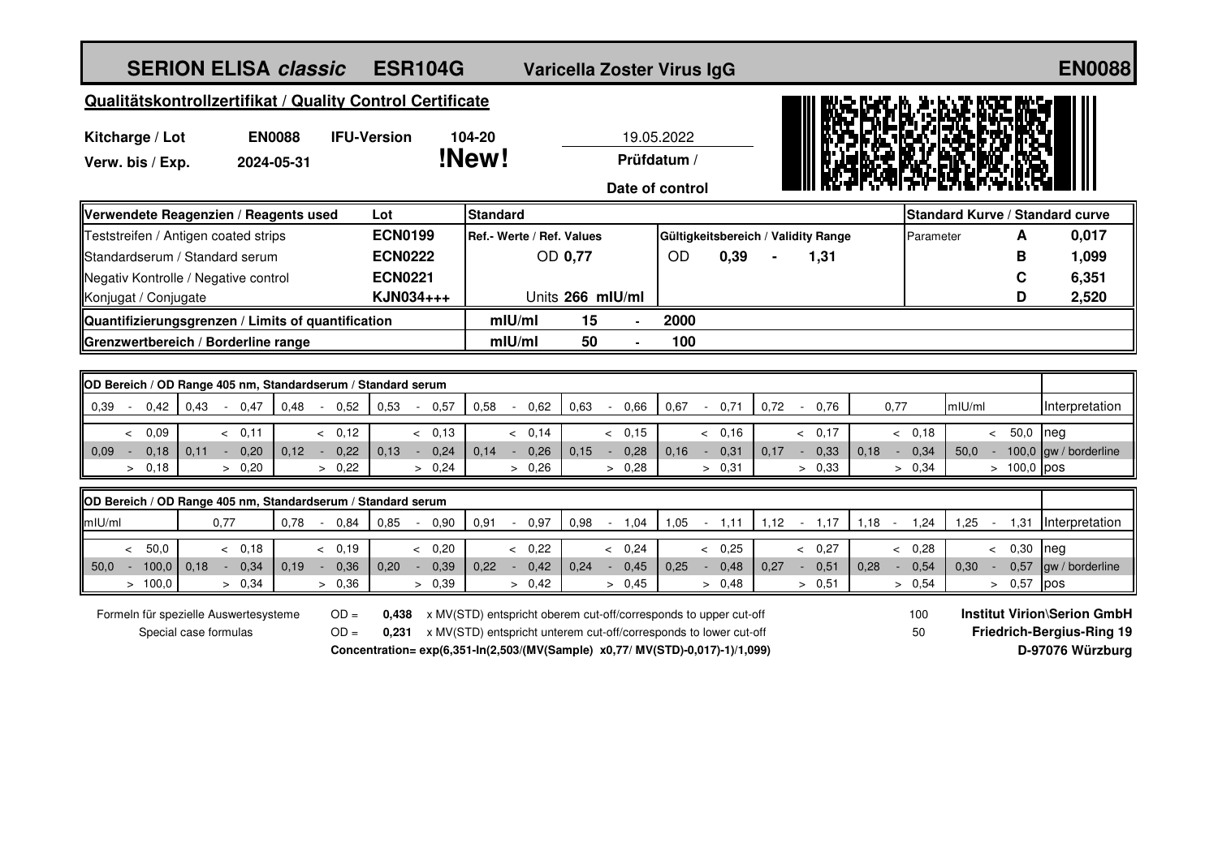# SERION ELISA *classic* ESR104G Varicella Zoster Virus IgG EN0088

## Qualitätskontrollzertifikat / Quality Control Certificate

**Kitcharge / Lot** **EN0088** **IFU-Version** **104-20** 19.05.2022

**Verw. bis / Exp.** **2024-05-31** **!New!** **Prüfdatum / Date of control**

| Verwendete Reagenzien / Reagents used | Lot | Standard | | | Standard Kurve / Standard curve | | |
|---|---|---|---|---|---|---|---|
| Teststreifen / Antigen coated strips | **ECN0199** | **Ref.- Werte / Ref. Values** | **Gültigkeitsbereich / Validity Range** | | Parameter | **A** | **0,017** |
| Standardserum / Standard serum | **ECN0222** | OD **0,77** | OD **0,39** - **1,31** | | | **B** | **1,099** |
| Negativ Kontrolle / Negative control | **ECN0221** | | | | | **C** | **6,351** |
| Konjugat / Conjugate | **KJN034+++** | Units **266 mIU/ml** | | | | **D** | **2,520** |
| **Quantifizierungsgrenzen / Limits of quantification** | | **mIU/ml** | **15 - 2000** | | | | |
| **Grenzwertbereich / Borderline range** | | **mIU/ml** | **50 - 100** | | | | |

**OD Bereich / OD Range 405 nm, Standardserum / Standard serum**

| 0,39 - 0,42 | 0,43 - 0,47 | 0,48 - 0,52 | 0,53 - 0,57 | 0,58 - 0,62 | 0,63 - 0,66 | 0,67 - 0,71 | 0,72 - 0,76 | 0,77 | mIU/ml | Interpretation |
|---|---|---|---|---|---|---|---|---|---|---|
| < 0,09 | < 0,11 | < 0,12 | < 0,13 | < 0,14 | < 0,15 | < 0,16 | < 0,17 | < 0,18 | < 50,0 | neg |
| 0,09 - 0,18 | 0,11 - 0,20 | 0,12 - 0,22 | 0,13 - 0,24 | 0,14 - 0,26 | 0,15 - 0,28 | 0,16 - 0,31 | 0,17 - 0,33 | 0,18 - 0,34 | 50,0 - 100,0 | gw / borderline |
| > 0,18 | > 0,20 | > 0,22 | > 0,24 | > 0,26 | > 0,28 | > 0,31 | > 0,33 | > 0,34 | > 100,0 | pos |

**OD Bereich / OD Range 405 nm, Standardserum / Standard serum**

| mIU/ml | 0,77 | 0,78 - 0,84 | 0,85 - 0,90 | 0,91 - 0,97 | 0,98 - 1,04 | 1,05 - 1,11 | 1,12 - 1,17 | 1,18 - 1,24 | 1,25 - 1,31 | Interpretation |
|---|---|---|---|---|---|---|---|---|---|---|
| < 50,0 | < 0,18 | < 0,19 | < 0,20 | < 0,22 | < 0,24 | < 0,25 | < 0,27 | < 0,28 | < 0,30 | neg |
| 50,0 - 100,0 | 0,18 - 0,34 | 0,19 - 0,36 | 0,20 - 0,39 | 0,22 - 0,42 | 0,24 - 0,45 | 0,25 - 0,48 | 0,27 - 0,51 | 0,28 - 0,54 | 0,30 - 0,57 | gw / borderline |
| > 100,0 | > 0,34 | > 0,36 | > 0,39 | > 0,42 | > 0,45 | > 0,48 | > 0,51 | > 0,54 | > 0,57 | pos |

Formeln für spezielle Auswertesysteme / Special case formulas

OD = **0,438** x MV(STD) entspricht oberem cut-off/corresponds to upper cut-off — 100

OD = **0,231** x MV(STD) entspricht unterem cut-off/corresponds to lower cut-off — 50

**Concentration= exp(6,351-ln(2,503/(MV(Sample) x0,77/ MV(STD)-0,017)-1)/1,099)**

**Institut Virion\Serion GmbH**
**Friedrich-Bergius-Ring 19**
**D-97076 Würzburg**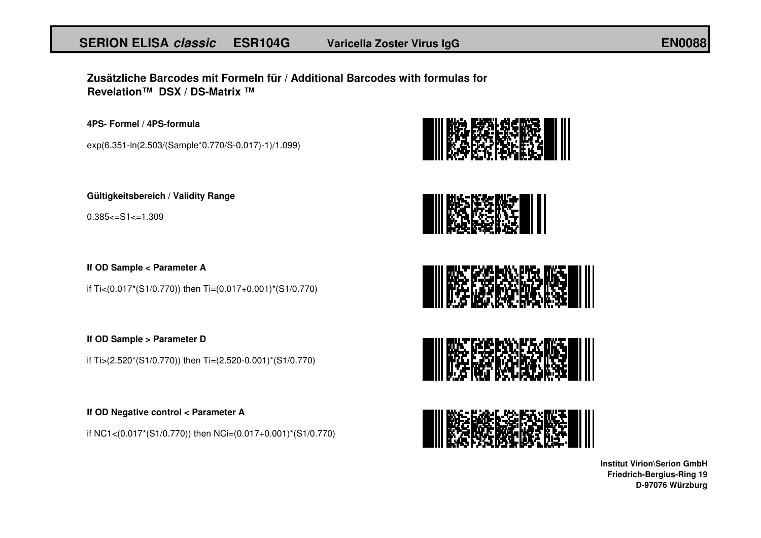## SERION ELISA *classic* ESR104G Varicella Zoster Virus IgG EN0088

**Zusätzliche Barcodes mit Formeln für / Additional Barcodes with formulas for Revelation™ DSX / DS-Matrix ™**

**4PS- Formel / 4PS-formula**

exp(6.351-ln(2.503/(Sample*0.770/S-0.017)-1)/1.099)

**Gültigkeitsbereich / Validity Range**

0.385<=S1<=1.309

**If OD Sample < Parameter A**

if Ti<(0.017*(S1/0.770)) then Ti=(0.017+0.001)*(S1/0.770)

**If OD Sample > Parameter D**

if Ti>(2.520*(S1/0.770)) then Ti=(2.520-0.001)*(S1/0.770)

**If OD Negative control < Parameter A**

if NC1<(0.017*(S1/0.770)) then NCi=(0.017+0.001)*(S1/0.770)

**Institut Virion\Serion GmbH**
**Friedrich-Bergius-Ring 19**
**D-97076 Würzburg**